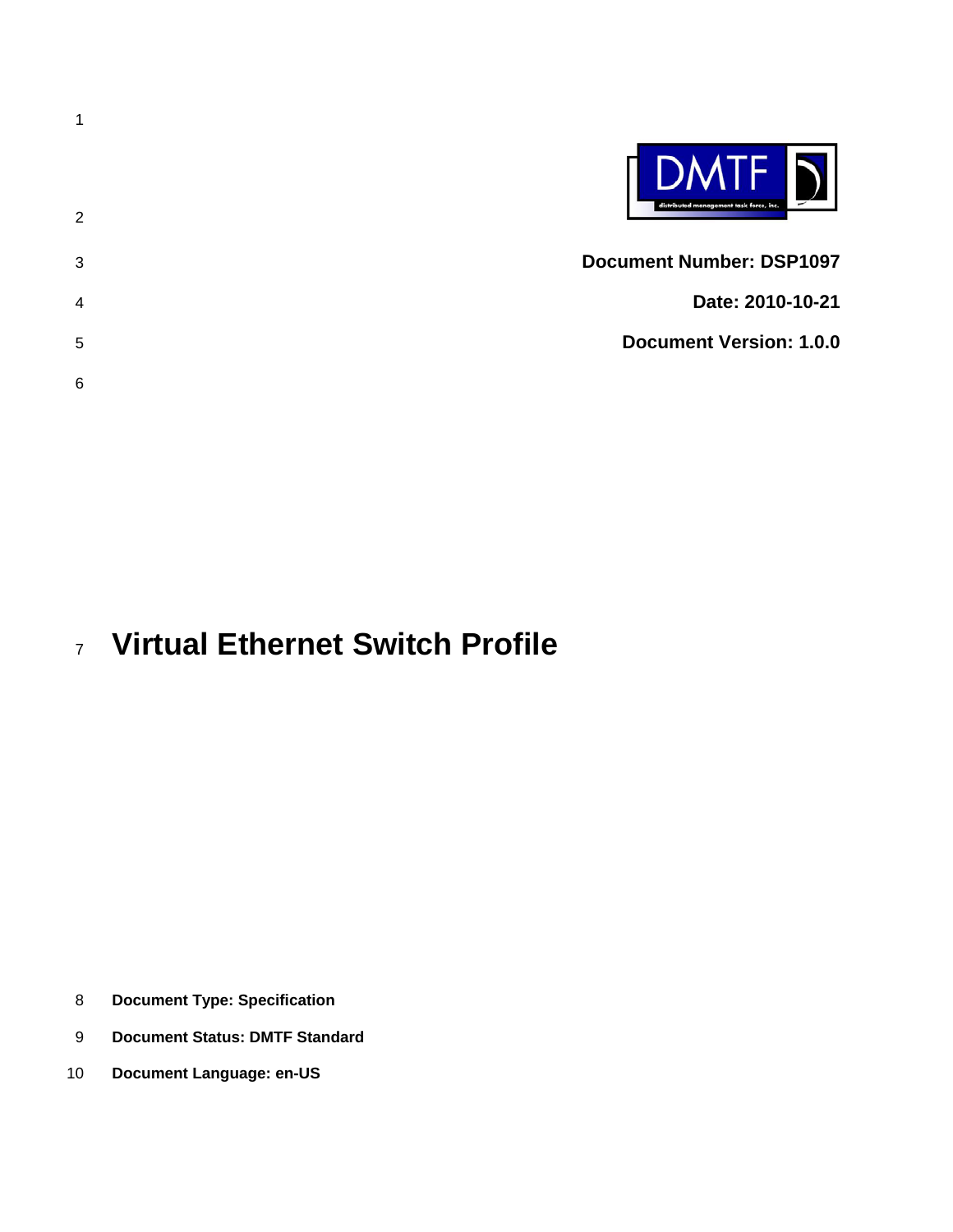**Document Number: DSP1097**

**Date: 2010-10-21**

**Document Version: 1.0.0**

# Virtual Ethernet Switch Profile

**Document Type: Specification**

**Document Status: DMTF Standard**

**Document Language: en-US**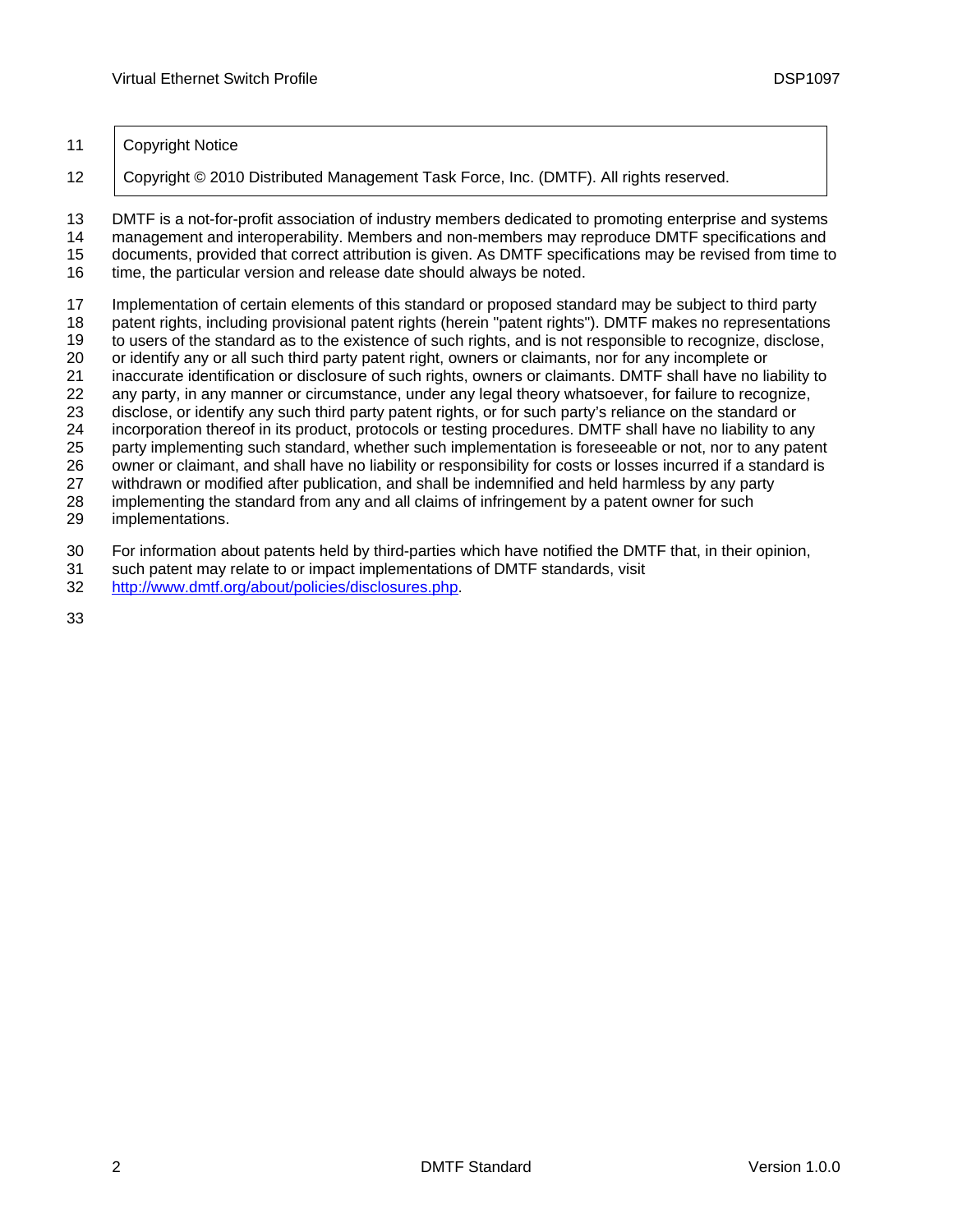Copyright Notice

Copyright © 2010 Distributed Management Task Force, Inc. (DMTF). All rights reserved.

DMTF is a not-for-profit association of industry members dedicated to promoting enterprise and systems management and interoperability. Members and non-members may reproduce DMTF specifications and documents, provided that correct attribution is given. As DMTF specifications may be revised from time to time, the particular version and release date should always be noted.

Implementation of certain elements of this standard or proposed standard may be subject to third party patent rights, including provisional patent rights (herein "patent rights"). DMTF makes no representations to users of the standard as to the existence of such rights, and is not responsible to recognize, disclose, or identify any or all such third party patent right, owners or claimants, nor for any incomplete or inaccurate identification or disclosure of such rights, owners or claimants. DMTF shall have no liability to any party, in any manner or circumstance, under any legal theory whatsoever, for failure to recognize, disclose, or identify any such third party patent rights, or for such party's reliance on the standard or incorporation thereof in its product, protocols or testing procedures. DMTF shall have no liability to any party implementing such standard, whether such implementation is foreseeable or not, nor to any patent owner or claimant, and shall have no liability or responsibility for costs or losses incurred if a standard is withdrawn or modified after publication, and shall be indemnified and held harmless by any party implementing the standard from any and all claims of infringement by a patent owner for such implementations.

For information about patents held by third-parties which have notified the DMTF that, in their opinion, such patent may relate to or impact implementations of DMTF standards, visit http://www.dmtf.org/about/policies/disclosures.php.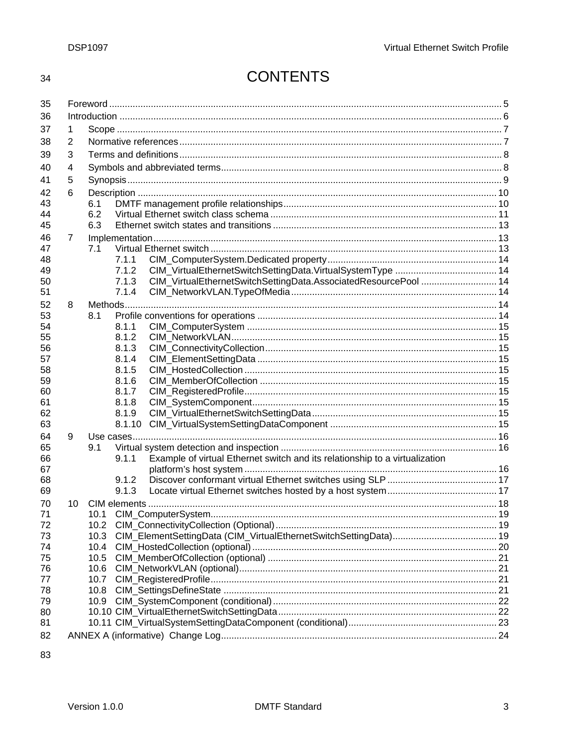# CONTENTS

- Foreword ... 5
- Introduction ... 6
- 1 Scope ... 7
- 2 Normative references ... 7
- 3 Terms and definitions ... 8
- 4 Symbols and abbreviated terms ... 8
- 5 Synopsis ... 9
- 6 Description ... 10
  - 6.1 DMTF management profile relationships ... 10
  - 6.2 Virtual Ethernet switch class schema ... 11
  - 6.3 Ethernet switch states and transitions ... 13
- 7 Implementation ... 13
  - 7.1 Virtual Ethernet switch ... 13
    - 7.1.1 CIM_ComputerSystem.Dedicated property ... 14
    - 7.1.2 CIM_VirtualEthernetSwitchSettingData.VirtualSystemType ... 14
    - 7.1.3 CIM_VirtualEthernetSwitchSettingData.AssociatedResourcePool ... 14
    - 7.1.4 CIM_NetworkVLAN.TypeOfMedia ... 14
- 8 Methods ... 14
  - 8.1 Profile conventions for operations ... 14
    - 8.1.1 CIM_ComputerSystem ... 15
    - 8.1.2 CIM_NetworkVLAN ... 15
    - 8.1.3 CIM_ConnectivityCollection ... 15
    - 8.1.4 CIM_ElementSettingData ... 15
    - 8.1.5 CIM_HostedCollection ... 15
    - 8.1.6 CIM_MemberOfCollection ... 15
    - 8.1.7 CIM_RegisteredProfile ... 15
    - 8.1.8 CIM_SystemComponent ... 15
    - 8.1.9 CIM_VirtualEthernetSwitchSettingData ... 15
    - 8.1.10 CIM_VirtualSystemSettingDataComponent ... 15
- 9 Use cases ... 16
  - 9.1 Virtual system detection and inspection ... 16
    - 9.1.1 Example of virtual Ethernet switch and its relationship to a virtualization platform's host system ... 16
    - 9.1.2 Discover conformant virtual Ethernet switches using SLP ... 17
    - 9.1.3 Locate virtual Ethernet switches hosted by a host system ... 17
- 10 CIM elements ... 18
  - 10.1 CIM_ComputerSystem ... 19
  - 10.2 CIM_ConnectivityCollection (Optional) ... 19
  - 10.3 CIM_ElementSettingData (CIM_VirtualEthernetSwitchSettingData) ... 19
  - 10.4 CIM_HostedCollection (optional) ... 20
  - 10.5 CIM_MemberOfCollection (optional) ... 21
  - 10.6 CIM_NetworkVLAN (optional) ... 21
  - 10.7 CIM_RegisteredProfile ... 21
  - 10.8 CIM_SettingsDefineState ... 21
  - 10.9 CIM_SystemComponent (conditional) ... 22
  - 10.10 CIM_VirtualEthernetSwitchSettingData ... 22
  - 10.11 CIM_VirtualSystemSettingDataComponent (conditional) ... 23
- ANNEX A (informative) Change Log ... 24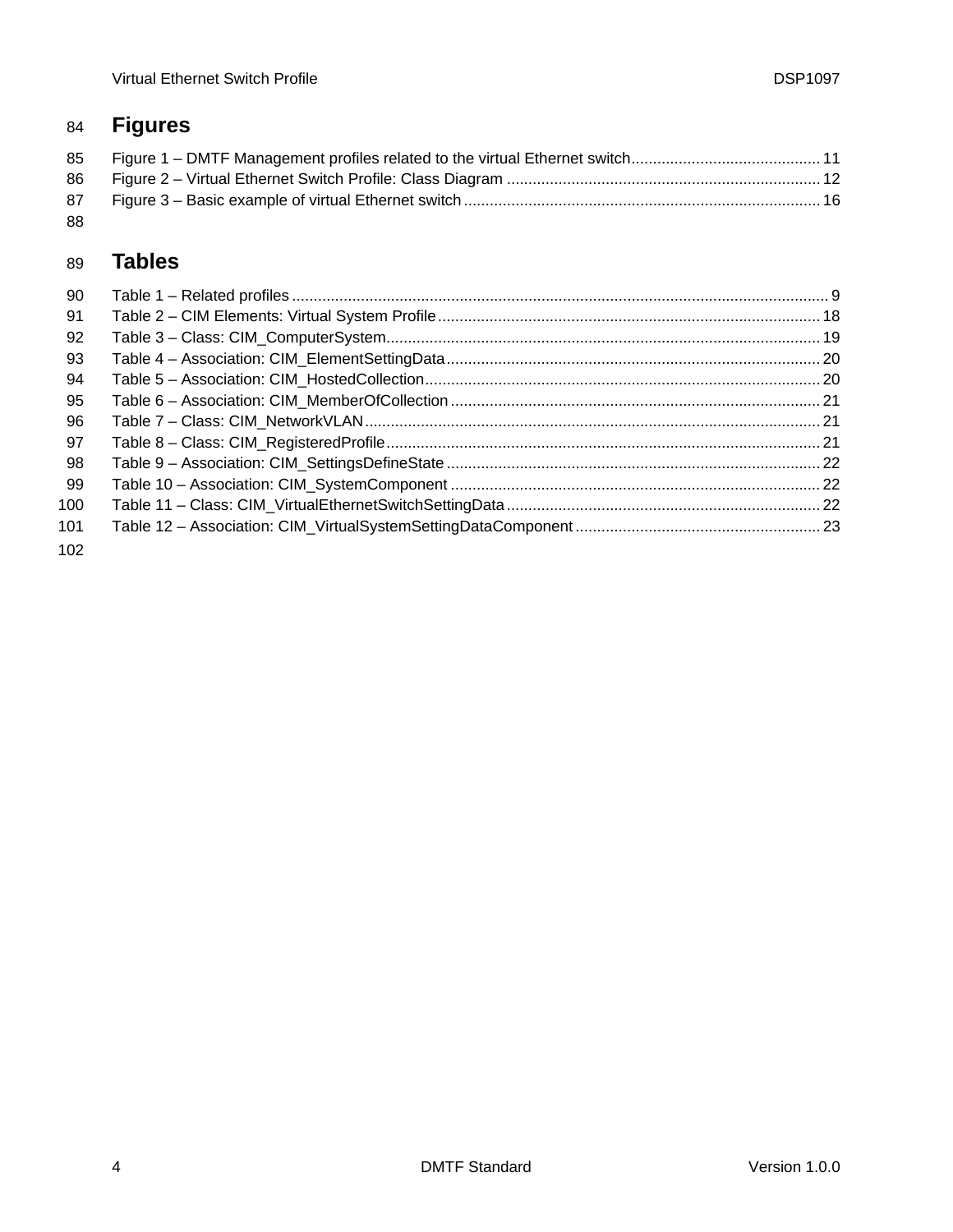# Figures

Figure 1 – DMTF Management profiles related to the virtual Ethernet switch ........................................... 11
Figure 2 – Virtual Ethernet Switch Profile: Class Diagram ........................................................................ 12
Figure 3 – Basic example of virtual Ethernet switch .................................................................................. 16

# Tables

Table 1 – Related profiles ............................................................................................................................ 9
Table 2 – CIM Elements: Virtual System Profile ........................................................................................ 18
Table 3 – Class: CIM_ComputerSystem .................................................................................................... 19
Table 4 – Association: CIM_ElementSettingData ...................................................................................... 20
Table 5 – Association: CIM_HostedCollection ........................................................................................... 20
Table 6 – Association: CIM_MemberOfCollection ..................................................................................... 21
Table 7 – Class: CIM_NetworkVLAN ......................................................................................................... 21
Table 8 – Class: CIM_RegisteredProfile .................................................................................................... 21
Table 9 – Association: CIM_SettingsDefineState ...................................................................................... 22
Table 10 – Association: CIM_SystemComponent ..................................................................................... 22
Table 11 – Class: CIM_VirtualEthernetSwitchSettingData ........................................................................ 22
Table 12 – Association: CIM_VirtualSystemSettingDataComponent ........................................................ 23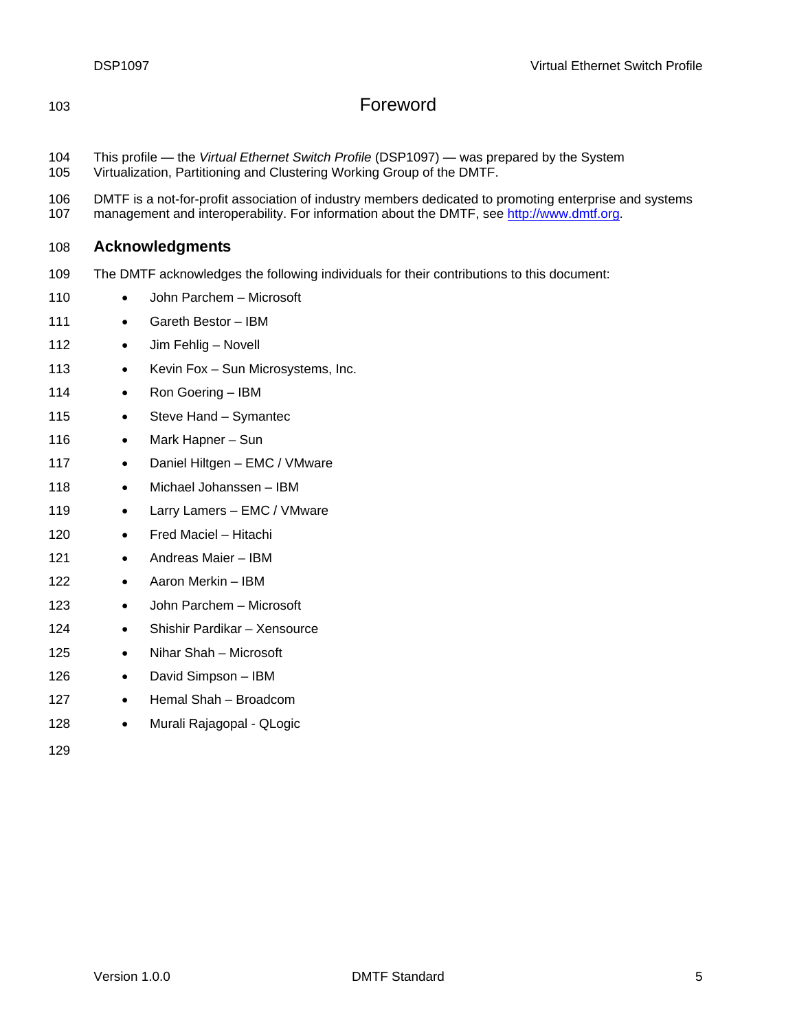# Foreword

This profile — the *Virtual Ethernet Switch Profile* (DSP1097) — was prepared by the System Virtualization, Partitioning and Clustering Working Group of the DMTF.

DMTF is a not-for-profit association of industry members dedicated to promoting enterprise and systems management and interoperability. For information about the DMTF, see [http://www.dmtf.org](http://www.dmtf.org).

## Acknowledgments

The DMTF acknowledges the following individuals for their contributions to this document:

- John Parchem – Microsoft
- Gareth Bestor – IBM
- Jim Fehlig – Novell
- Kevin Fox – Sun Microsystems, Inc.
- Ron Goering – IBM
- Steve Hand – Symantec
- Mark Hapner – Sun
- Daniel Hiltgen – EMC / VMware
- Michael Johanssen – IBM
- Larry Lamers – EMC / VMware
- Fred Maciel – Hitachi
- Andreas Maier – IBM
- Aaron Merkin – IBM
- John Parchem – Microsoft
- Shishir Pardikar – Xensource
- Nihar Shah – Microsoft
- David Simpson – IBM
- Hemal Shah – Broadcom
- Murali Rajagopal - QLogic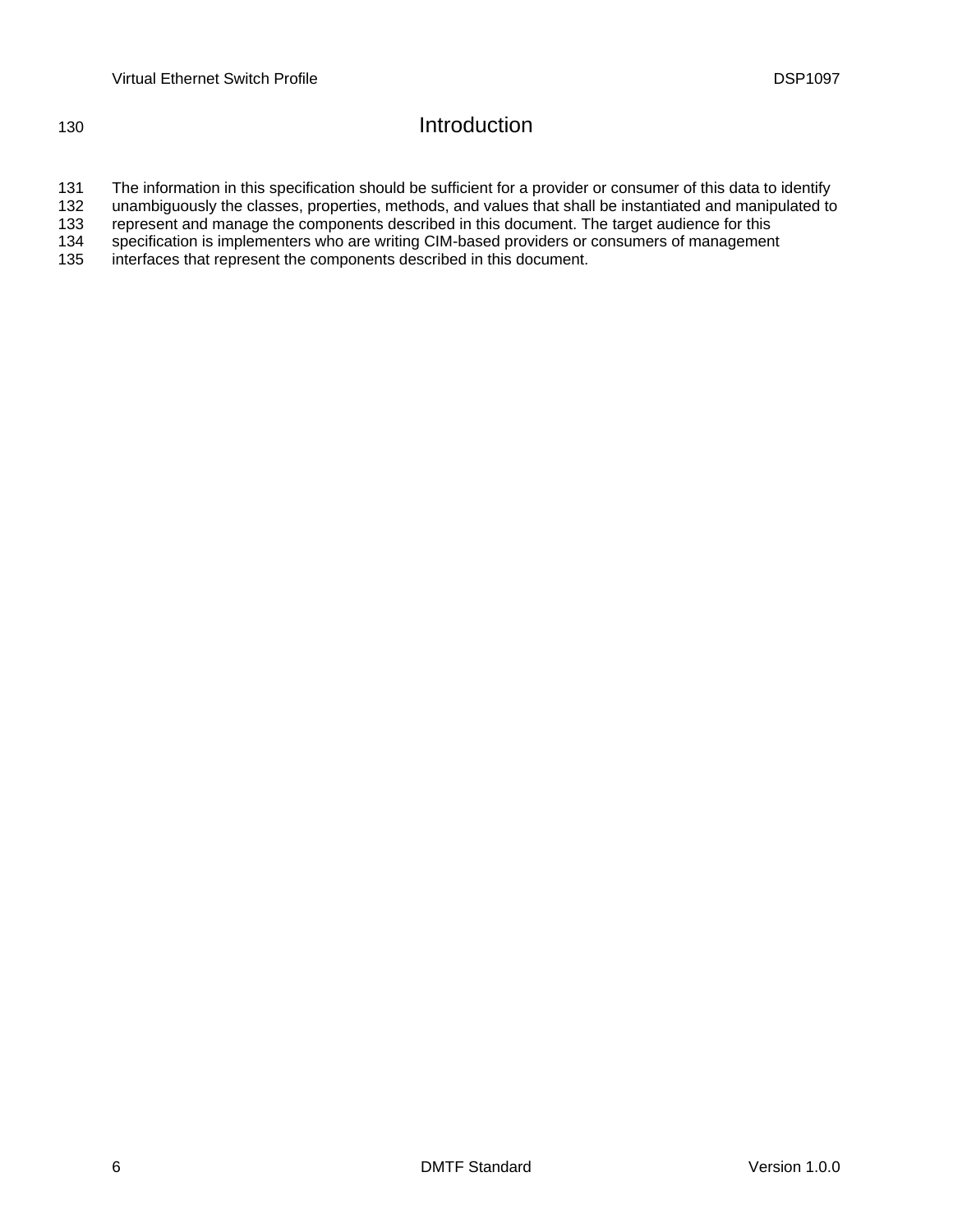# Introduction

The information in this specification should be sufficient for a provider or consumer of this data to identify unambiguously the classes, properties, methods, and values that shall be instantiated and manipulated to represent and manage the components described in this document. The target audience for this specification is implementers who are writing CIM-based providers or consumers of management interfaces that represent the components described in this document.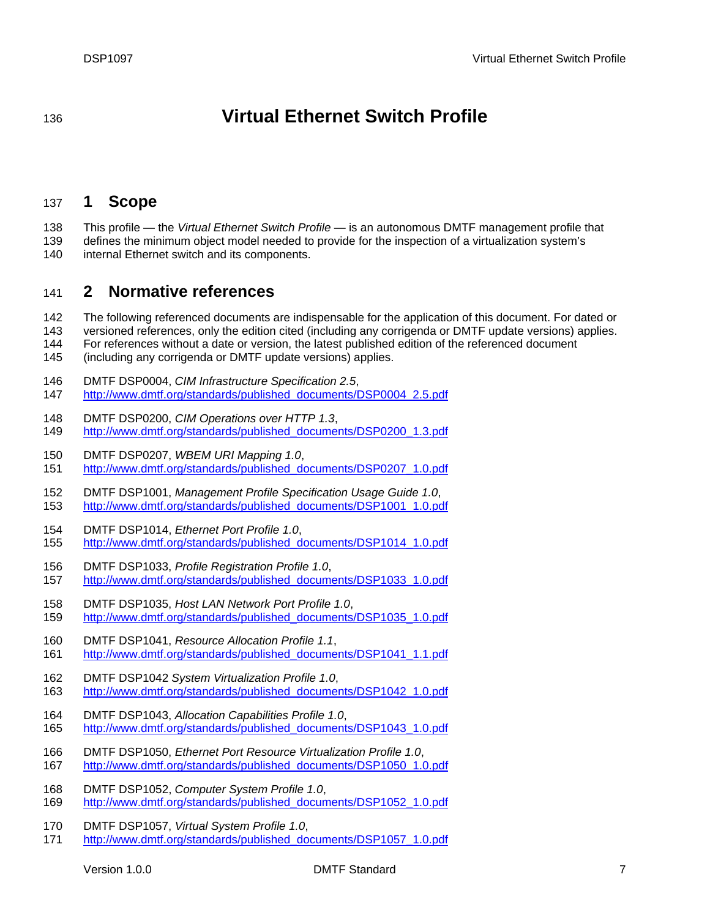# Virtual Ethernet Switch Profile

## 1 Scope

This profile — the *Virtual Ethernet Switch Profile* — is an autonomous DMTF management profile that defines the minimum object model needed to provide for the inspection of a virtualization system's internal Ethernet switch and its components.

## 2 Normative references

The following referenced documents are indispensable for the application of this document. For dated or versioned references, only the edition cited (including any corrigenda or DMTF update versions) applies. For references without a date or version, the latest published edition of the referenced document (including any corrigenda or DMTF update versions) applies.

DMTF DSP0004, *CIM Infrastructure Specification 2.5*,
http://www.dmtf.org/standards/published_documents/DSP0004_2.5.pdf

DMTF DSP0200, *CIM Operations over HTTP 1.3*,
http://www.dmtf.org/standards/published_documents/DSP0200_1.3.pdf

DMTF DSP0207, *WBEM URI Mapping 1.0*,
http://www.dmtf.org/standards/published_documents/DSP0207_1.0.pdf

DMTF DSP1001, *Management Profile Specification Usage Guide 1.0*,
http://www.dmtf.org/standards/published_documents/DSP1001_1.0.pdf

DMTF DSP1014, *Ethernet Port Profile 1.0*,
http://www.dmtf.org/standards/published_documents/DSP1014_1.0.pdf

DMTF DSP1033, *Profile Registration Profile 1.0*,
http://www.dmtf.org/standards/published_documents/DSP1033_1.0.pdf

DMTF DSP1035, *Host LAN Network Port Profile 1.0*,
http://www.dmtf.org/standards/published_documents/DSP1035_1.0.pdf

DMTF DSP1041, *Resource Allocation Profile 1.1*,
http://www.dmtf.org/standards/published_documents/DSP1041_1.1.pdf

DMTF DSP1042 *System Virtualization Profile 1.0*,
http://www.dmtf.org/standards/published_documents/DSP1042_1.0.pdf

DMTF DSP1043, *Allocation Capabilities Profile 1.0*,
http://www.dmtf.org/standards/published_documents/DSP1043_1.0.pdf

DMTF DSP1050, *Ethernet Port Resource Virtualization Profile 1.0*,
http://www.dmtf.org/standards/published_documents/DSP1050_1.0.pdf

DMTF DSP1052, *Computer System Profile 1.0*,
http://www.dmtf.org/standards/published_documents/DSP1052_1.0.pdf

DMTF DSP1057, *Virtual System Profile 1.0*,
http://www.dmtf.org/standards/published_documents/DSP1057_1.0.pdf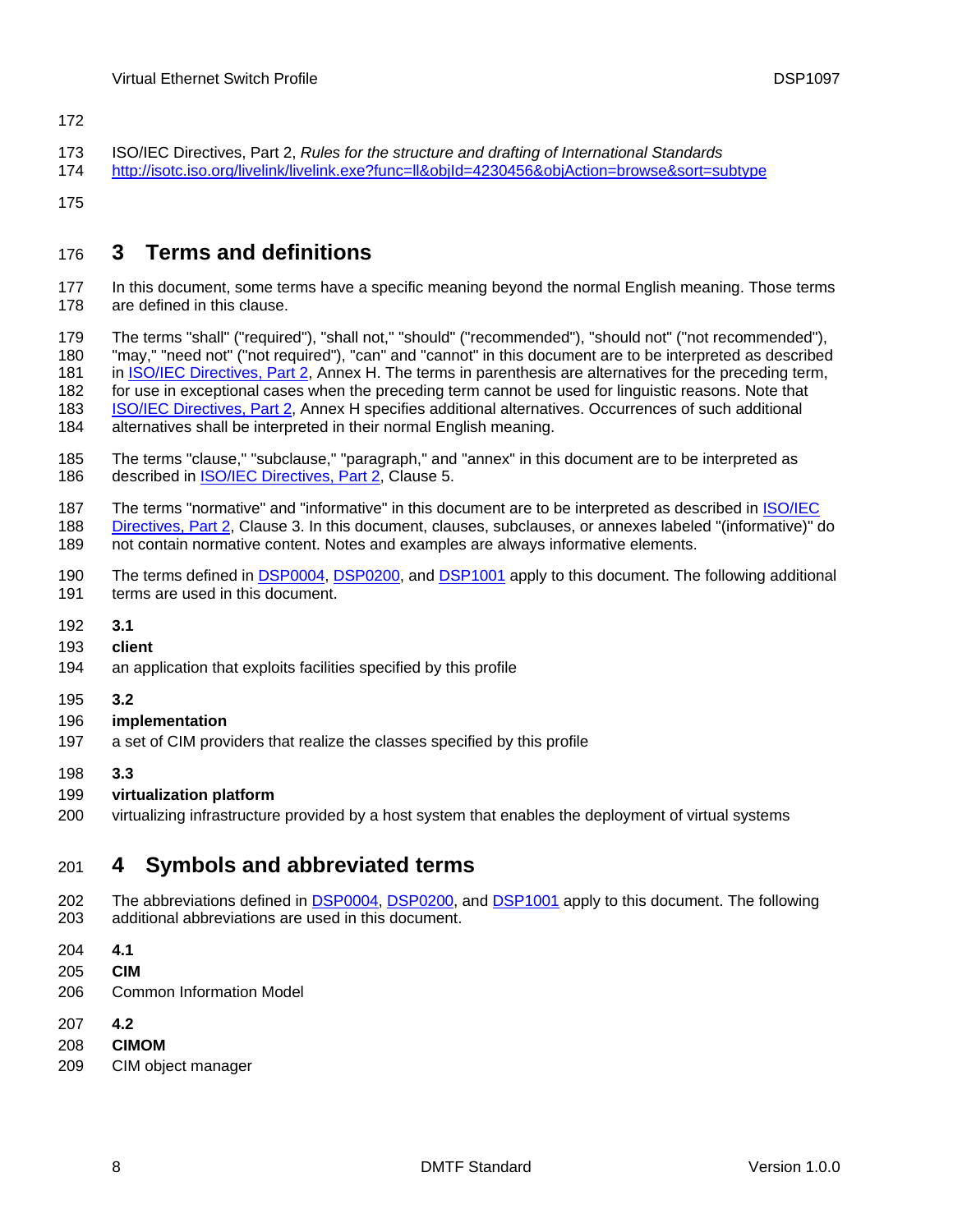ISO/IEC Directives, Part 2, *Rules for the structure and drafting of International Standards*
http://isotc.iso.org/livelink/livelink.exe?func=ll&objId=4230456&objAction=browse&sort=subtype

# 3 Terms and definitions

In this document, some terms have a specific meaning beyond the normal English meaning. Those terms are defined in this clause.

The terms "shall" ("required"), "shall not," "should" ("recommended"), "should not" ("not recommended"), "may," "need not" ("not required"), "can" and "cannot" in this document are to be interpreted as described in ISO/IEC Directives, Part 2, Annex H. The terms in parenthesis are alternatives for the preceding term, for use in exceptional cases when the preceding term cannot be used for linguistic reasons. Note that ISO/IEC Directives, Part 2, Annex H specifies additional alternatives. Occurrences of such additional alternatives shall be interpreted in their normal English meaning.

The terms "clause," "subclause," "paragraph," and "annex" in this document are to be interpreted as described in ISO/IEC Directives, Part 2, Clause 5.

The terms "normative" and "informative" in this document are to be interpreted as described in ISO/IEC Directives, Part 2, Clause 3. In this document, clauses, subclauses, or annexes labeled "(informative)" do not contain normative content. Notes and examples are always informative elements.

The terms defined in DSP0004, DSP0200, and DSP1001 apply to this document. The following additional terms are used in this document.

**3.1**
**client**
an application that exploits facilities specified by this profile

**3.2**
**implementation**
a set of CIM providers that realize the classes specified by this profile

**3.3**
**virtualization platform**
virtualizing infrastructure provided by a host system that enables the deployment of virtual systems

# 4 Symbols and abbreviated terms

The abbreviations defined in DSP0004, DSP0200, and DSP1001 apply to this document. The following additional abbreviations are used in this document.

**4.1**
**CIM**
Common Information Model

**4.2**
**CIMOM**
CIM object manager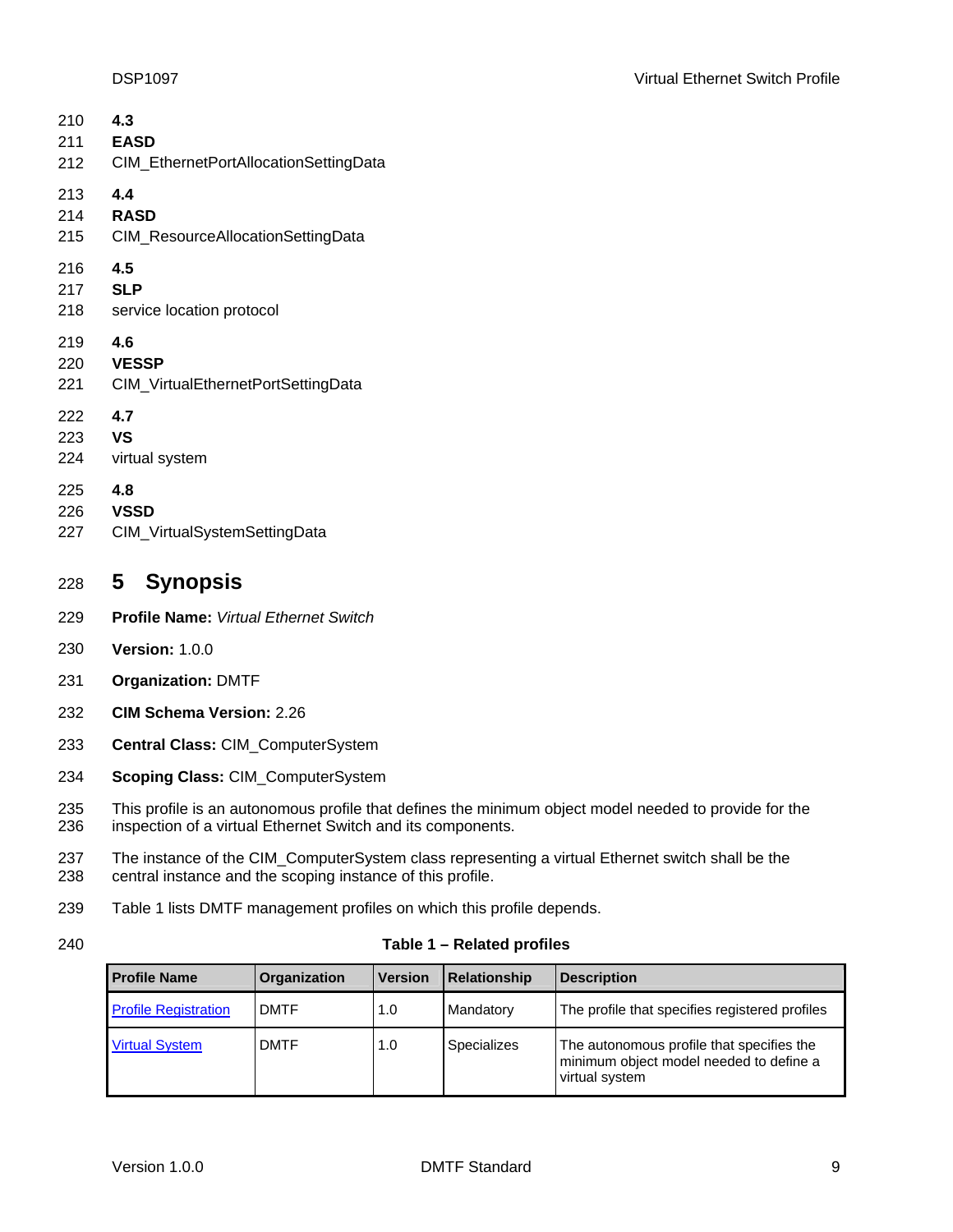### 4.3
**EASD**

CIM_EthernetPortAllocationSettingData

### 4.4
**RASD**

CIM_ResourceAllocationSettingData

### 4.5
**SLP**

service location protocol

### 4.6
**VESSP**

CIM_VirtualEthernetPortSettingData

### 4.7
**VS**

virtual system

### 4.8
**VSSD**

CIM_VirtualSystemSettingData

# 5 Synopsis

**Profile Name:** *Virtual Ethernet Switch*

**Version:** 1.0.0

**Organization:** DMTF

**CIM Schema Version:** 2.26

**Central Class:** CIM_ComputerSystem

**Scoping Class:** CIM_ComputerSystem

This profile is an autonomous profile that defines the minimum object model needed to provide for the inspection of a virtual Ethernet Switch and its components.

The instance of the CIM_ComputerSystem class representing a virtual Ethernet switch shall be the central instance and the scoping instance of this profile.

Table 1 lists DMTF management profiles on which this profile depends.

**Table 1 – Related profiles**

| Profile Name | Organization | Version | Relationship | Description |
|---|---|---|---|---|
| Profile Registration | DMTF | 1.0 | Mandatory | The profile that specifies registered profiles |
| Virtual System | DMTF | 1.0 | Specializes | The autonomous profile that specifies the minimum object model needed to define a virtual system |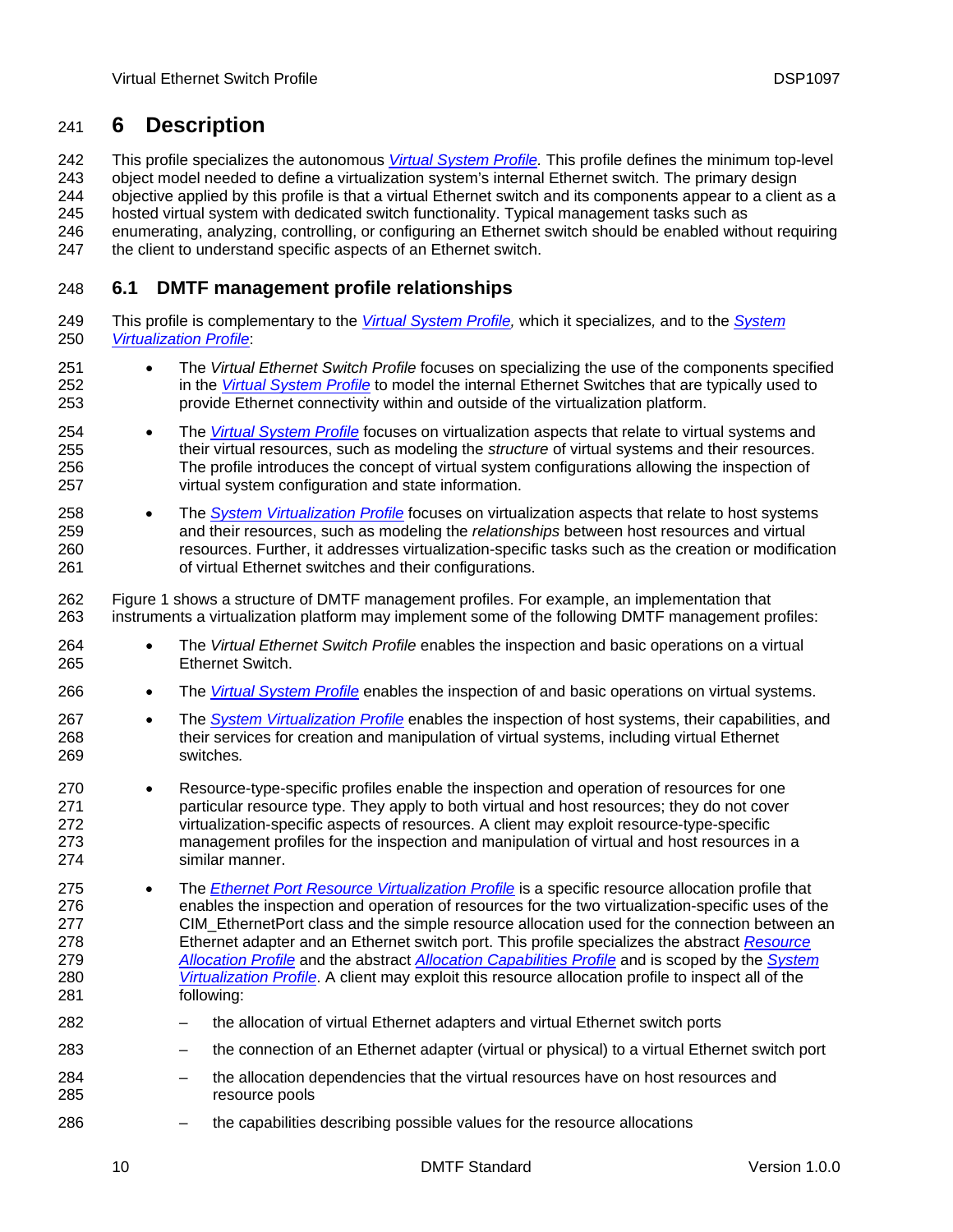# 6 Description

This profile specializes the autonomous *Virtual System Profile.* This profile defines the minimum top-level object model needed to define a virtualization system's internal Ethernet switch. The primary design objective applied by this profile is that a virtual Ethernet switch and its components appear to a client as a hosted virtual system with dedicated switch functionality. Typical management tasks such as enumerating, analyzing, controlling, or configuring an Ethernet switch should be enabled without requiring the client to understand specific aspects of an Ethernet switch.

## 6.1 DMTF management profile relationships

This profile is complementary to the *Virtual System Profile,* which it specializes, and to the *System Virtualization Profile*:

- The *Virtual Ethernet Switch Profile* focuses on specializing the use of the components specified in the *Virtual System Profile* to model the internal Ethernet Switches that are typically used to provide Ethernet connectivity within and outside of the virtualization platform.
- The *Virtual System Profile* focuses on virtualization aspects that relate to virtual systems and their virtual resources, such as modeling the *structure* of virtual systems and their resources. The profile introduces the concept of virtual system configurations allowing the inspection of virtual system configuration and state information.
- The *System Virtualization Profile* focuses on virtualization aspects that relate to host systems and their resources, such as modeling the *relationships* between host resources and virtual resources. Further, it addresses virtualization-specific tasks such as the creation or modification of virtual Ethernet switches and their configurations.

Figure 1 shows a structure of DMTF management profiles. For example, an implementation that instruments a virtualization platform may implement some of the following DMTF management profiles:

- The *Virtual Ethernet Switch Profile* enables the inspection and basic operations on a virtual Ethernet Switch.
- The *Virtual System Profile* enables the inspection of and basic operations on virtual systems.
- The *System Virtualization Profile* enables the inspection of host systems, their capabilities, and their services for creation and manipulation of virtual systems, including virtual Ethernet switches*.*
- Resource-type-specific profiles enable the inspection and operation of resources for one particular resource type. They apply to both virtual and host resources; they do not cover virtualization-specific aspects of resources. A client may exploit resource-type-specific management profiles for the inspection and manipulation of virtual and host resources in a similar manner.
- The *Ethernet Port Resource Virtualization Profile* is a specific resource allocation profile that enables the inspection and operation of resources for the two virtualization-specific uses of the CIM_EthernetPort class and the simple resource allocation used for the connection between an Ethernet adapter and an Ethernet switch port. This profile specializes the abstract *Resource Allocation Profile* and the abstract *Allocation Capabilities Profile* and is scoped by the *System Virtualization Profile*. A client may exploit this resource allocation profile to inspect all of the following:
  - the allocation of virtual Ethernet adapters and virtual Ethernet switch ports
  - the connection of an Ethernet adapter (virtual or physical) to a virtual Ethernet switch port
  - the allocation dependencies that the virtual resources have on host resources and resource pools
  - the capabilities describing possible values for the resource allocations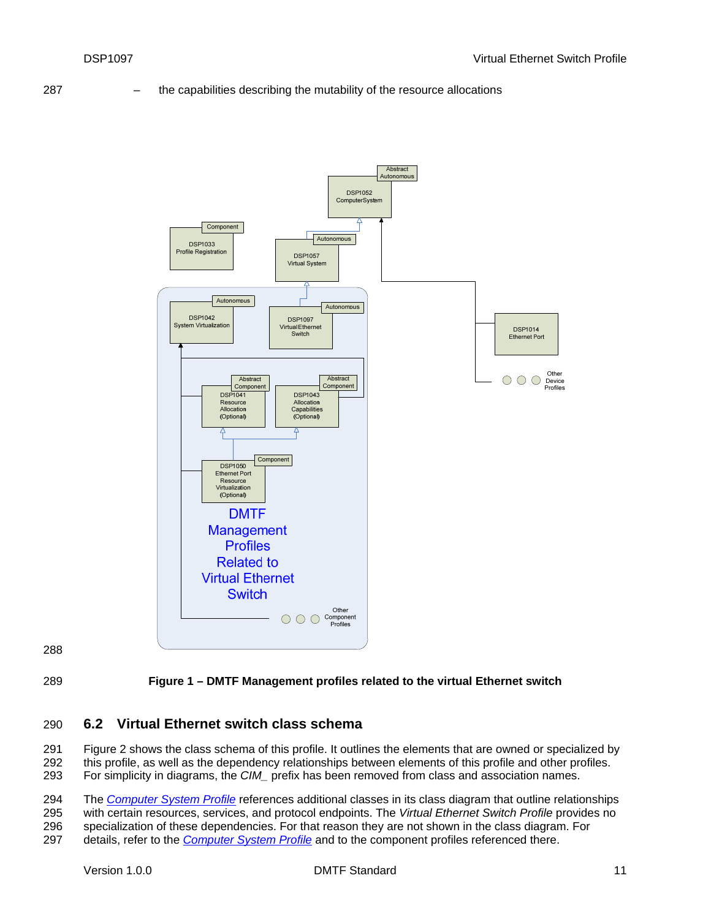– the capabilities describing the mutability of the resource allocations

**Figure 1 – DMTF Management profiles related to the virtual Ethernet switch**

## 6.2 Virtual Ethernet switch class schema

Figure 2 shows the class schema of this profile. It outlines the elements that are owned or specialized by this profile, as well as the dependency relationships between elements of this profile and other profiles. For simplicity in diagrams, the *CIM_* prefix has been removed from class and association names.

The *Computer System Profile* references additional classes in its class diagram that outline relationships with certain resources, services, and protocol endpoints. The *Virtual Ethernet Switch Profile* provides no specialization of these dependencies. For that reason they are not shown in the class diagram. For details, refer to the *Computer System Profile* and to the component profiles referenced there.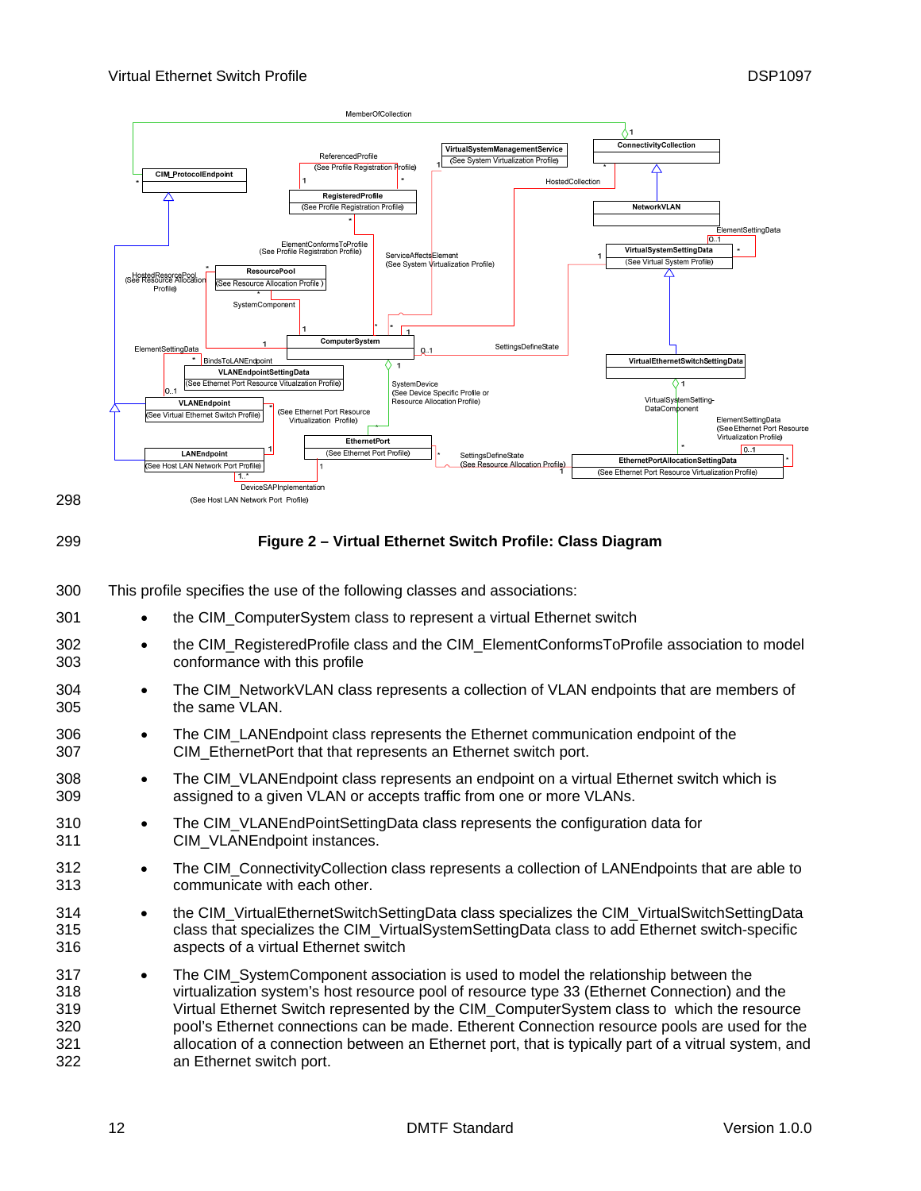**Figure 2 – Virtual Ethernet Switch Profile: Class Diagram**

This profile specifies the use of the following classes and associations:

- the CIM_ComputerSystem class to represent a virtual Ethernet switch
- the CIM_RegisteredProfile class and the CIM_ElementConformsToProfile association to model conformance with this profile
- The CIM_NetworkVLAN class represents a collection of VLAN endpoints that are members of the same VLAN.
- The CIM_LANEndpoint class represents the Ethernet communication endpoint of the CIM_EthernetPort that that represents an Ethernet switch port.
- The CIM_VLANEndpoint class represents an endpoint on a virtual Ethernet switch which is assigned to a given VLAN or accepts traffic from one or more VLANs.
- The CIM_VLANEndPointSettingData class represents the configuration data for CIM_VLANEndpoint instances.
- The CIM_ConnectivityCollection class represents a collection of LANEndpoints that are able to communicate with each other.
- the CIM_VirtualEthernetSwitchSettingData class specializes the CIM_VirtualSwitchSettingData class that specializes the CIM_VirtualSystemSettingData class to add Ethernet switch-specific aspects of a virtual Ethernet switch
- The CIM_SystemComponent association is used to model the relationship between the virtualization system's host resource pool of resource type 33 (Ethernet Connection) and the Virtual Ethernet Switch represented by the CIM_ComputerSystem class to which the resource pool's Ethernet connections can be made. Etherent Connection resource pools are used for the allocation of a connection between an Ethernet port, that is typically part of a vitrual system, and an Ethernet switch port.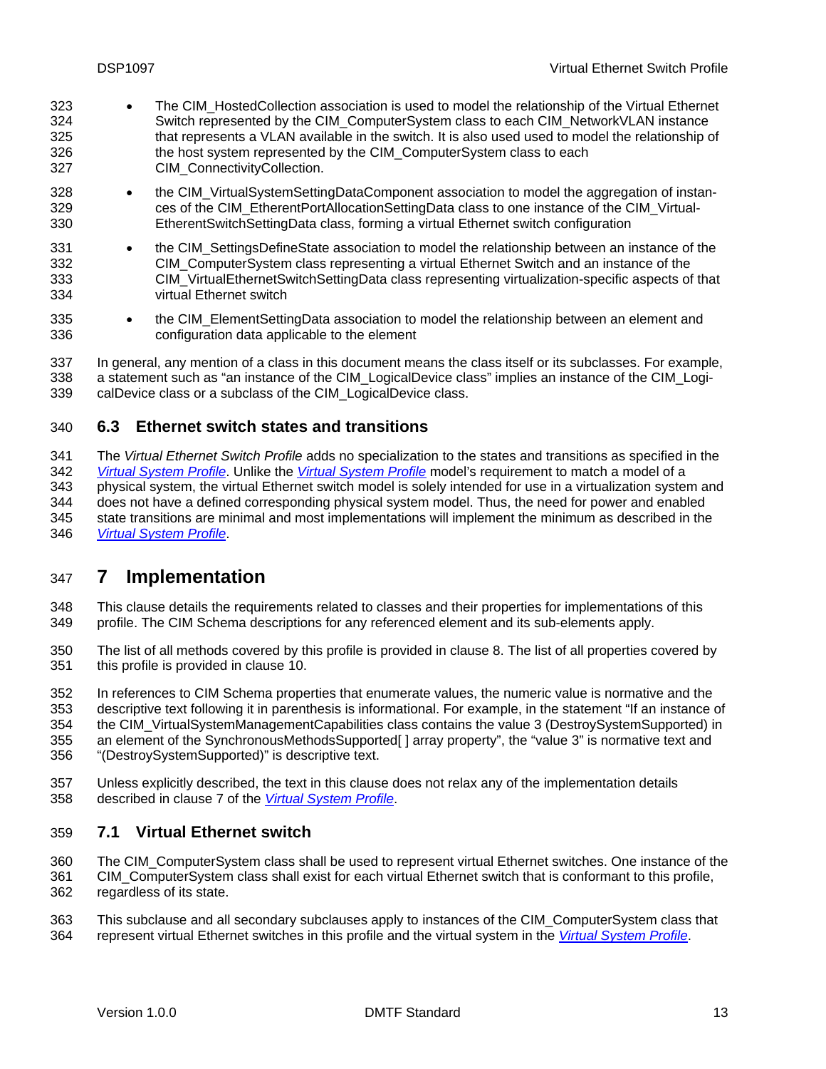- The CIM_HostedCollection association is used to model the relationship of the Virtual Ethernet Switch represented by the CIM_ComputerSystem class to each CIM_NetworkVLAN instance that represents a VLAN available in the switch. It is also used used to model the relationship of the host system represented by the CIM_ComputerSystem class to each CIM_ConnectivityCollection.
- the CIM_VirtualSystemSettingDataComponent association to model the aggregation of instances of the CIM_EtherentPortAllocationSettingData class to one instance of the CIM_VirtualEtherentSwitchSettingData class, forming a virtual Ethernet switch configuration
- the CIM_SettingsDefineState association to model the relationship between an instance of the CIM_ComputerSystem class representing a virtual Ethernet Switch and an instance of the CIM_VirtualEthernetSwitchSettingData class representing virtualization-specific aspects of that virtual Ethernet switch
- the CIM_ElementSettingData association to model the relationship between an element and configuration data applicable to the element

In general, any mention of a class in this document means the class itself or its subclasses. For example, a statement such as "an instance of the CIM_LogicalDevice class" implies an instance of the CIM_LogicalDevice class or a subclass of the CIM_LogicalDevice class.

## 6.3 Ethernet switch states and transitions

The *Virtual Ethernet Switch Profile* adds no specialization to the states and transitions as specified in the *Virtual System Profile*. Unlike the *Virtual System Profile* model's requirement to match a model of a physical system, the virtual Ethernet switch model is solely intended for use in a virtualization system and does not have a defined corresponding physical system model. Thus, the need for power and enabled state transitions are minimal and most implementations will implement the minimum as described in the *Virtual System Profile*.

# 7 Implementation

This clause details the requirements related to classes and their properties for implementations of this profile. The CIM Schema descriptions for any referenced element and its sub-elements apply.

The list of all methods covered by this profile is provided in clause 8. The list of all properties covered by this profile is provided in clause 10.

In references to CIM Schema properties that enumerate values, the numeric value is normative and the descriptive text following it in parenthesis is informational. For example, in the statement "If an instance of the CIM_VirtualSystemManagementCapabilities class contains the value 3 (DestroySystemSupported) in an element of the SynchronousMethodsSupported[ ] array property", the "value 3" is normative text and "(DestroySystemSupported)" is descriptive text.

Unless explicitly described, the text in this clause does not relax any of the implementation details described in clause 7 of the *Virtual System Profile*.

## 7.1 Virtual Ethernet switch

The CIM_ComputerSystem class shall be used to represent virtual Ethernet switches. One instance of the CIM_ComputerSystem class shall exist for each virtual Ethernet switch that is conformant to this profile, regardless of its state.

This subclause and all secondary subclauses apply to instances of the CIM_ComputerSystem class that represent virtual Ethernet switches in this profile and the virtual system in the *Virtual System Profile*.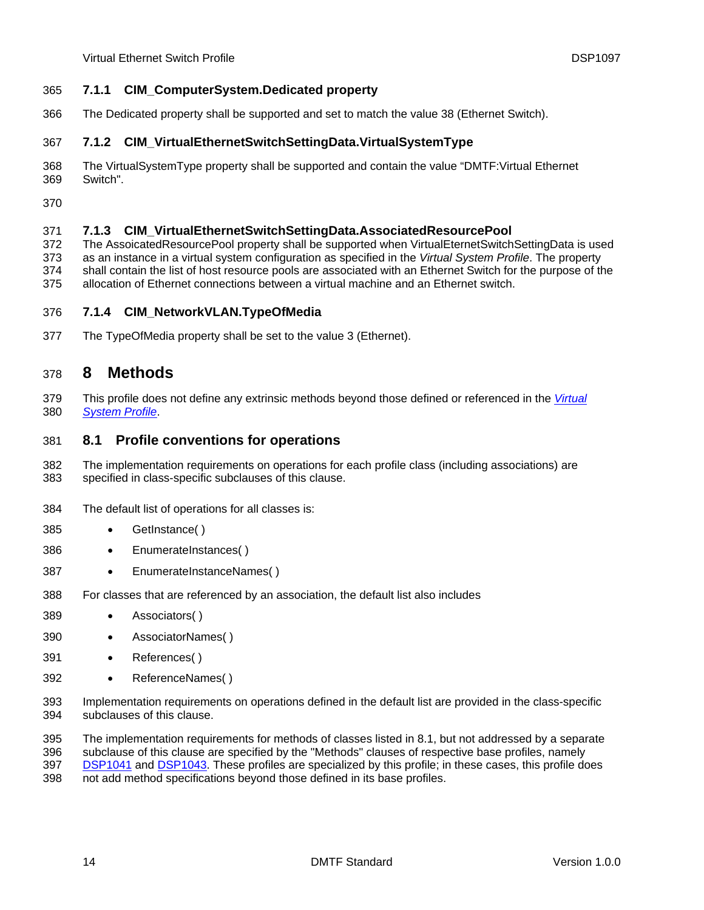### 7.1.1 CIM_ComputerSystem.Dedicated property

The Dedicated property shall be supported and set to match the value 38 (Ethernet Switch).

### 7.1.2 CIM_VirtualEthernetSwitchSettingData.VirtualSystemType

The VirtualSystemType property shall be supported and contain the value "DMTF:Virtual Ethernet Switch".

### 7.1.3 CIM_VirtualEthernetSwitchSettingData.AssociatedResourcePool

The AssoicatedResourcePool property shall be supported when VirtualEternetSwitchSettingData is used as an instance in a virtual system configuration as specified in the *Virtual System Profile*. The property shall contain the list of host resource pools are associated with an Ethernet Switch for the purpose of the allocation of Ethernet connections between a virtual machine and an Ethernet switch.

### 7.1.4 CIM_NetworkVLAN.TypeOfMedia

The TypeOfMedia property shall be set to the value 3 (Ethernet).

# 8 Methods

This profile does not define any extrinsic methods beyond those defined or referenced in the *Virtual System Profile*.

## 8.1 Profile conventions for operations

The implementation requirements on operations for each profile class (including associations) are specified in class-specific subclauses of this clause.

The default list of operations for all classes is:

- GetInstance( )
- EnumerateInstances( )
- EnumerateInstanceNames( )

For classes that are referenced by an association, the default list also includes

- Associators( )
- AssociatorNames( )
- References( )
- ReferenceNames( )

Implementation requirements on operations defined in the default list are provided in the class-specific subclauses of this clause.

The implementation requirements for methods of classes listed in 8.1, but not addressed by a separate subclause of this clause are specified by the "Methods" clauses of respective base profiles, namely DSP1041 and DSP1043. These profiles are specialized by this profile; in these cases, this profile does not add method specifications beyond those defined in its base profiles.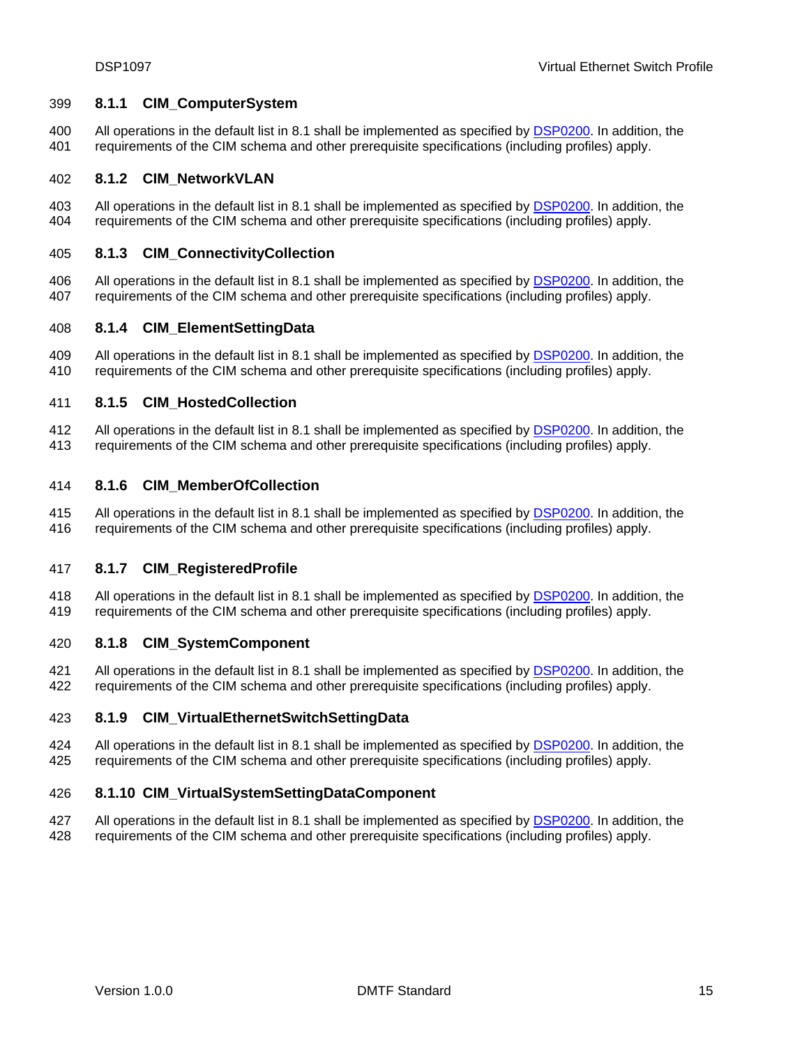### 8.1.1 CIM_ComputerSystem

All operations in the default list in 8.1 shall be implemented as specified by DSP0200. In addition, the requirements of the CIM schema and other prerequisite specifications (including profiles) apply.

### 8.1.2 CIM_NetworkVLAN

All operations in the default list in 8.1 shall be implemented as specified by DSP0200. In addition, the requirements of the CIM schema and other prerequisite specifications (including profiles) apply.

### 8.1.3 CIM_ConnectivityCollection

All operations in the default list in 8.1 shall be implemented as specified by DSP0200. In addition, the requirements of the CIM schema and other prerequisite specifications (including profiles) apply.

### 8.1.4 CIM_ElementSettingData

All operations in the default list in 8.1 shall be implemented as specified by DSP0200. In addition, the requirements of the CIM schema and other prerequisite specifications (including profiles) apply.

### 8.1.5 CIM_HostedCollection

All operations in the default list in 8.1 shall be implemented as specified by DSP0200. In addition, the requirements of the CIM schema and other prerequisite specifications (including profiles) apply.

### 8.1.6 CIM_MemberOfCollection

All operations in the default list in 8.1 shall be implemented as specified by DSP0200. In addition, the requirements of the CIM schema and other prerequisite specifications (including profiles) apply.

### 8.1.7 CIM_RegisteredProfile

All operations in the default list in 8.1 shall be implemented as specified by DSP0200. In addition, the requirements of the CIM schema and other prerequisite specifications (including profiles) apply.

### 8.1.8 CIM_SystemComponent

All operations in the default list in 8.1 shall be implemented as specified by DSP0200. In addition, the requirements of the CIM schema and other prerequisite specifications (including profiles) apply.

### 8.1.9 CIM_VirtualEthernetSwitchSettingData

All operations in the default list in 8.1 shall be implemented as specified by DSP0200. In addition, the requirements of the CIM schema and other prerequisite specifications (including profiles) apply.

### 8.1.10 CIM_VirtualSystemSettingDataComponent

All operations in the default list in 8.1 shall be implemented as specified by DSP0200. In addition, the requirements of the CIM schema and other prerequisite specifications (including profiles) apply.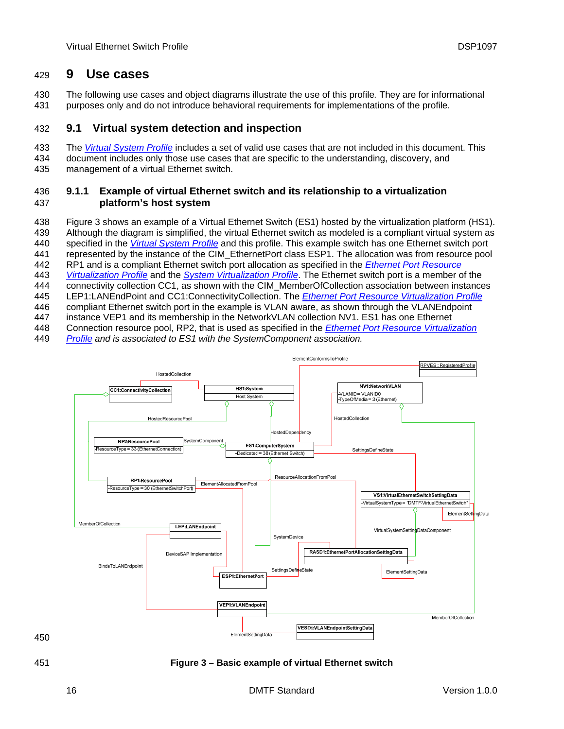# 9 Use cases

The following use cases and object diagrams illustrate the use of this profile. They are for informational purposes only and do not introduce behavioral requirements for implementations of the profile.

## 9.1 Virtual system detection and inspection

The *Virtual System Profile* includes a set of valid use cases that are not included in this document. This document includes only those use cases that are specific to the understanding, discovery, and management of a virtual Ethernet switch.

### 9.1.1 Example of virtual Ethernet switch and its relationship to a virtualization platform's host system

Figure 3 shows an example of a Virtual Ethernet Switch (ES1) hosted by the virtualization platform (HS1). Although the diagram is simplified, the virtual Ethernet switch as modeled is a compliant virtual system as specified in the *Virtual System Profile* and this profile. This example switch has one Ethernet switch port represented by the instance of the CIM_EthernetPort class ESP1. The allocation was from resource pool RP1 and is a compliant Ethernet switch port allocation as specified in the *Ethernet Port Resource Virtualization Profile* and the *System Virtualization Profile*. The Ethernet switch port is a member of the connectivity collection CC1, as shown with the CIM_MemberOfCollection association between instances LEP1:LANEndPoint and CC1:ConnectivityCollection. The *Ethernet Port Resource Virtualization Profile* compliant Ethernet switch port in the example is VLAN aware, as shown through the VLANEndpoint instance VEP1 and its membership in the NetworkVLAN collection NV1. ES1 has one Ethernet Connection resource pool, RP2, that is used as specified in the *Ethernet Port Resource Virtualization Profile and is associated to ES1 with the SystemComponent association.*

Figure 3 – Basic example of virtual Ethernet switch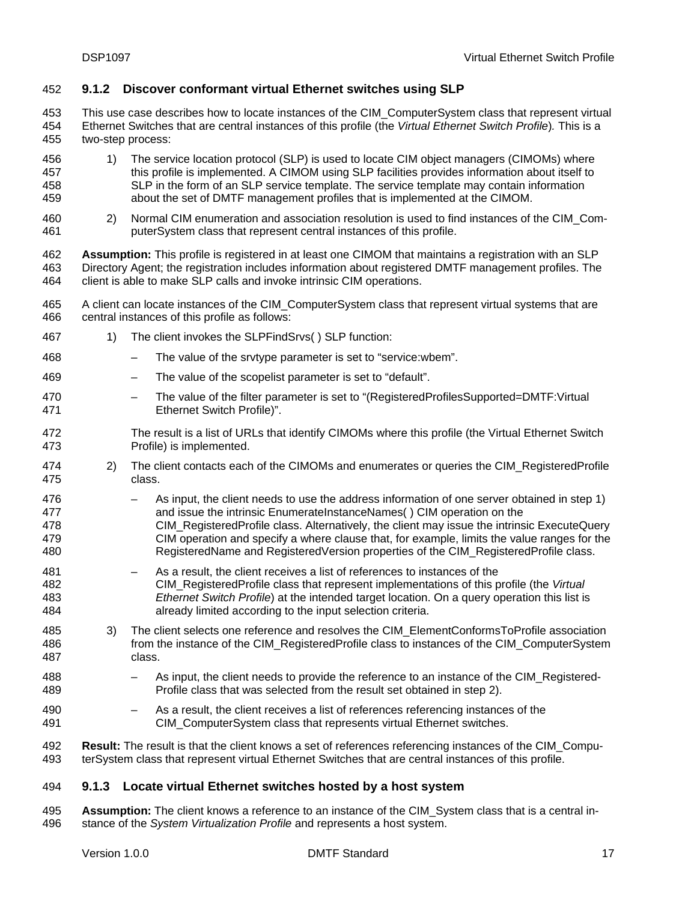### 9.1.2 Discover conformant virtual Ethernet switches using SLP

This use case describes how to locate instances of the CIM_ComputerSystem class that represent virtual Ethernet Switches that are central instances of this profile (the *Virtual Ethernet Switch Profile*). This is a two-step process:

1) The service location protocol (SLP) is used to locate CIM object managers (CIMOMs) where this profile is implemented. A CIMOM using SLP facilities provides information about itself to SLP in the form of an SLP service template. The service template may contain information about the set of DMTF management profiles that is implemented at the CIMOM.

2) Normal CIM enumeration and association resolution is used to find instances of the CIM_ComputerSystem class that represent central instances of this profile.

**Assumption:** This profile is registered in at least one CIMOM that maintains a registration with an SLP Directory Agent; the registration includes information about registered DMTF management profiles. The client is able to make SLP calls and invoke intrinsic CIM operations.

A client can locate instances of the CIM_ComputerSystem class that represent virtual systems that are central instances of this profile as follows:

1) The client invokes the SLPFindSrvs( ) SLP function:
   - The value of the srvtype parameter is set to “service:wbem”.
   - The value of the scopelist parameter is set to “default”.
   - The value of the filter parameter is set to “(RegisteredProfilesSupported=DMTF:Virtual Ethernet Switch Profile)”.

   The result is a list of URLs that identify CIMOMs where this profile (the Virtual Ethernet Switch Profile) is implemented.

2) The client contacts each of the CIMOMs and enumerates or queries the CIM_RegisteredProfile class.
   - As input, the client needs to use the address information of one server obtained in step 1) and issue the intrinsic EnumerateInstanceNames( ) CIM operation on the CIM_RegisteredProfile class. Alternatively, the client may issue the intrinsic ExecuteQuery CIM operation and specify a where clause that, for example, limits the value ranges for the RegisteredName and RegisteredVersion properties of the CIM_RegisteredProfile class.
   - As a result, the client receives a list of references to instances of the CIM_RegisteredProfile class that represent implementations of this profile (the *Virtual Ethernet Switch Profile*) at the intended target location. On a query operation this list is already limited according to the input selection criteria.

3) The client selects one reference and resolves the CIM_ElementConformsToProfile association from the instance of the CIM_RegisteredProfile class to instances of the CIM_ComputerSystem class.
   - As input, the client needs to provide the reference to an instance of the CIM_RegisteredProfile class that was selected from the result set obtained in step 2).
   - As a result, the client receives a list of references referencing instances of the CIM_ComputerSystem class that represents virtual Ethernet switches.

**Result:** The result is that the client knows a set of references referencing instances of the CIM_ComputerSystem class that represent virtual Ethernet Switches that are central instances of this profile.

### 9.1.3 Locate virtual Ethernet switches hosted by a host system

**Assumption:** The client knows a reference to an instance of the CIM_System class that is a central instance of the *System Virtualization Profile* and represents a host system.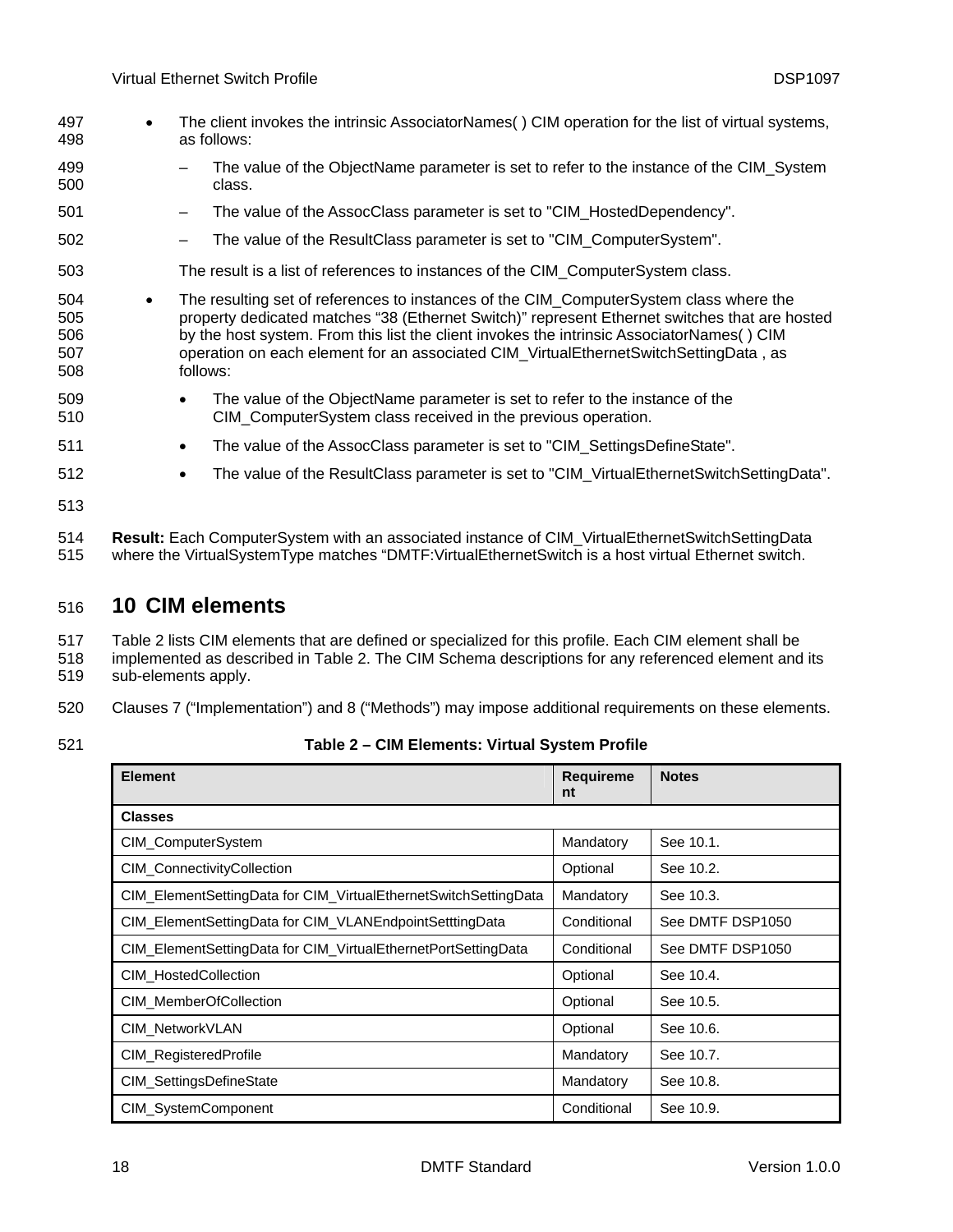- The client invokes the intrinsic AssociatorNames( ) CIM operation for the list of virtual systems, as follows:
  - The value of the ObjectName parameter is set to refer to the instance of the CIM_System class.
  - The value of the AssocClass parameter is set to "CIM_HostedDependency".
  - The value of the ResultClass parameter is set to "CIM_ComputerSystem".

  The result is a list of references to instances of the CIM_ComputerSystem class.
- The resulting set of references to instances of the CIM_ComputerSystem class where the property dedicated matches "38 (Ethernet Switch)" represent Ethernet switches that are hosted by the host system. From this list the client invokes the intrinsic AssociatorNames( ) CIM operation on each element for an associated CIM_VirtualEthernetSwitchSettingData , as follows:
  - The value of the ObjectName parameter is set to refer to the instance of the CIM_ComputerSystem class received in the previous operation.
  - The value of the AssocClass parameter is set to "CIM_SettingsDefineState".
  - The value of the ResultClass parameter is set to "CIM_VirtualEthernetSwitchSettingData".

**Result:** Each ComputerSystem with an associated instance of CIM_VirtualEthernetSwitchSettingData where the VirtualSystemType matches "DMTF:VirtualEthernetSwitch is a host virtual Ethernet switch.

# 10 CIM elements

Table 2 lists CIM elements that are defined or specialized for this profile. Each CIM element shall be implemented as described in Table 2. The CIM Schema descriptions for any referenced element and its sub-elements apply.

Clauses 7 ("Implementation") and 8 ("Methods") may impose additional requirements on these elements.

**Table 2 – CIM Elements: Virtual System Profile**

| Element | Requirement | Notes |
|---|---|---|
| **Classes** | | |
| CIM_ComputerSystem | Mandatory | See 10.1. |
| CIM_ConnectivityCollection | Optional | See 10.2. |
| CIM_ElementSettingData for CIM_VirtualEthernetSwitchSettingData | Mandatory | See 10.3. |
| CIM_ElementSettingData for CIM_VLANEndpointSetttingData | Conditional | See DMTF DSP1050 |
| CIM_ElementSettingData for CIM_VirtualEthernetPortSettingData | Conditional | See DMTF DSP1050 |
| CIM_HostedCollection | Optional | See 10.4. |
| CIM_MemberOfCollection | Optional | See 10.5. |
| CIM_NetworkVLAN | Optional | See 10.6. |
| CIM_RegisteredProfile | Mandatory | See 10.7. |
| CIM_SettingsDefineState | Mandatory | See 10.8. |
| CIM_SystemComponent | Conditional | See 10.9. |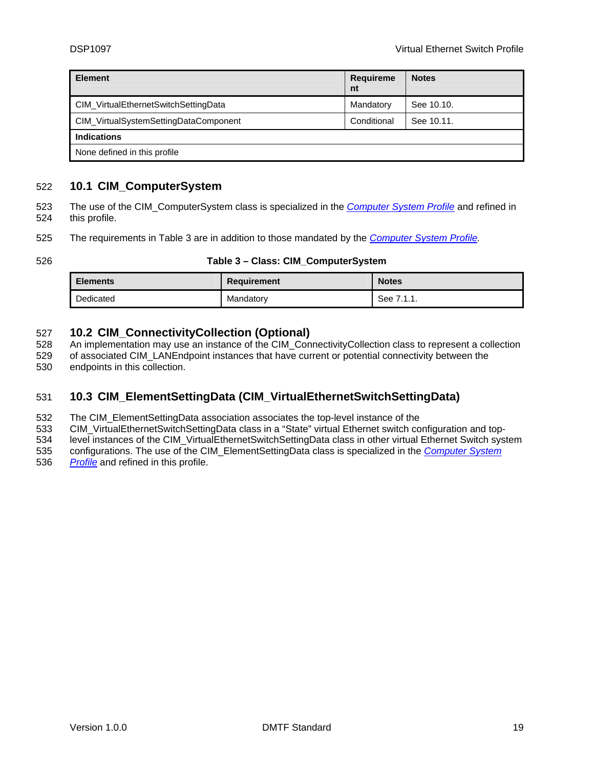| Element | Requirement | Notes |
| --- | --- | --- |
| CIM_VirtualEthernetSwitchSettingData | Mandatory | See 10.10. |
| CIM_VirtualSystemSettingDataComponent | Conditional | See 10.11. |
| **Indications** | | |
| None defined in this profile | | |

## 10.1 CIM_ComputerSystem

The use of the CIM_ComputerSystem class is specialized in the *Computer System Profile* and refined in this profile.

The requirements in Table 3 are in addition to those mandated by the *Computer System Profile*.

**Table 3 – Class: CIM_ComputerSystem**

| Elements | Requirement | Notes |
| --- | --- | --- |
| Dedicated | Mandatory | See 7.1.1. |

## 10.2 CIM_ConnectivityCollection (Optional)

An implementation may use an instance of the CIM_ConnectivityCollection class to represent a collection of associated CIM_LANEndpoint instances that have current or potential connectivity between the endpoints in this collection.

## 10.3 CIM_ElementSettingData (CIM_VirtualEthernetSwitchSettingData)

The CIM_ElementSettingData association associates the top-level instance of the CIM_VirtualEthernetSwitchSettingData class in a "State" virtual Ethernet switch configuration and top-level instances of the CIM_VirtualEthernetSwitchSettingData class in other virtual Ethernet Switch system configurations. The use of the CIM_ElementSettingData class is specialized in the *Computer System Profile* and refined in this profile.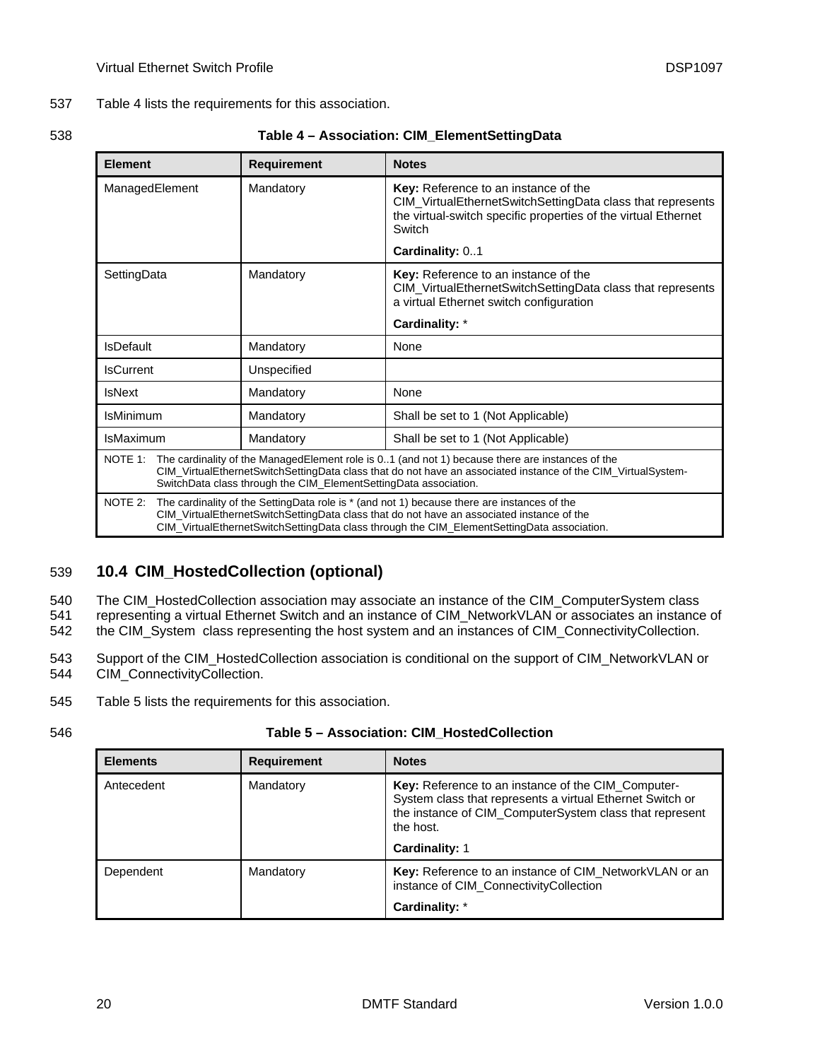Table 4 lists the requirements for this association.

**Table 4 – Association: CIM_ElementSettingData**

| Element | Requirement | Notes |
|---|---|---|
| ManagedElement | Mandatory | **Key:** Reference to an instance of the CIM_VirtualEthernetSwitchSettingData class that represents the virtual-switch specific properties of the virtual Ethernet Switch<br><br>**Cardinality:** 0..1 |
| SettingData | Mandatory | **Key:** Reference to an instance of the CIM_VirtualEthernetSwitchSettingData class that represents a virtual Ethernet switch configuration<br><br>**Cardinality:** * |
| IsDefault | Mandatory | None |
| IsCurrent | Unspecified | |
| IsNext | Mandatory | None |
| IsMinimum | Mandatory | Shall be set to 1 (Not Applicable) |
| IsMaximum | Mandatory | Shall be set to 1 (Not Applicable) |
| NOTE 1: The cardinality of the ManagedElement role is 0..1 (and not 1) because there are instances of the CIM_VirtualEthernetSwitchSettingData class that do not have an associated instance of the CIM_VirtualSystem-SwitchData class through the CIM_ElementSettingData association. | | |
| NOTE 2: The cardinality of the SettingData role is * (and not 1) because there are instances of the CIM_VirtualEthernetSwitchSettingData class that do not have an associated instance of the CIM_VirtualEthernetSwitchSettingData class through the CIM_ElementSettingData association. | | |

## 10.4 CIM_HostedCollection (optional)

The CIM_HostedCollection association may associate an instance of the CIM_ComputerSystem class representing a virtual Ethernet Switch and an instance of CIM_NetworkVLAN or associates an instance of the CIM_System class representing the host system and an instances of CIM_ConnectivityCollection.

Support of the CIM_HostedCollection association is conditional on the support of CIM_NetworkVLAN or CIM_ConnectivityCollection.

Table 5 lists the requirements for this association.

**Table 5 – Association: CIM_HostedCollection**

| Elements | Requirement | Notes |
|---|---|---|
| Antecedent | Mandatory | **Key:** Reference to an instance of the CIM_Computer-System class that represents a virtual Ethernet Switch or the instance of CIM_ComputerSystem class that represent the host.<br><br>**Cardinality:** 1 |
| Dependent | Mandatory | **Key:** Reference to an instance of CIM_NetworkVLAN or an instance of CIM_ConnectivityCollection<br><br>**Cardinality:** * |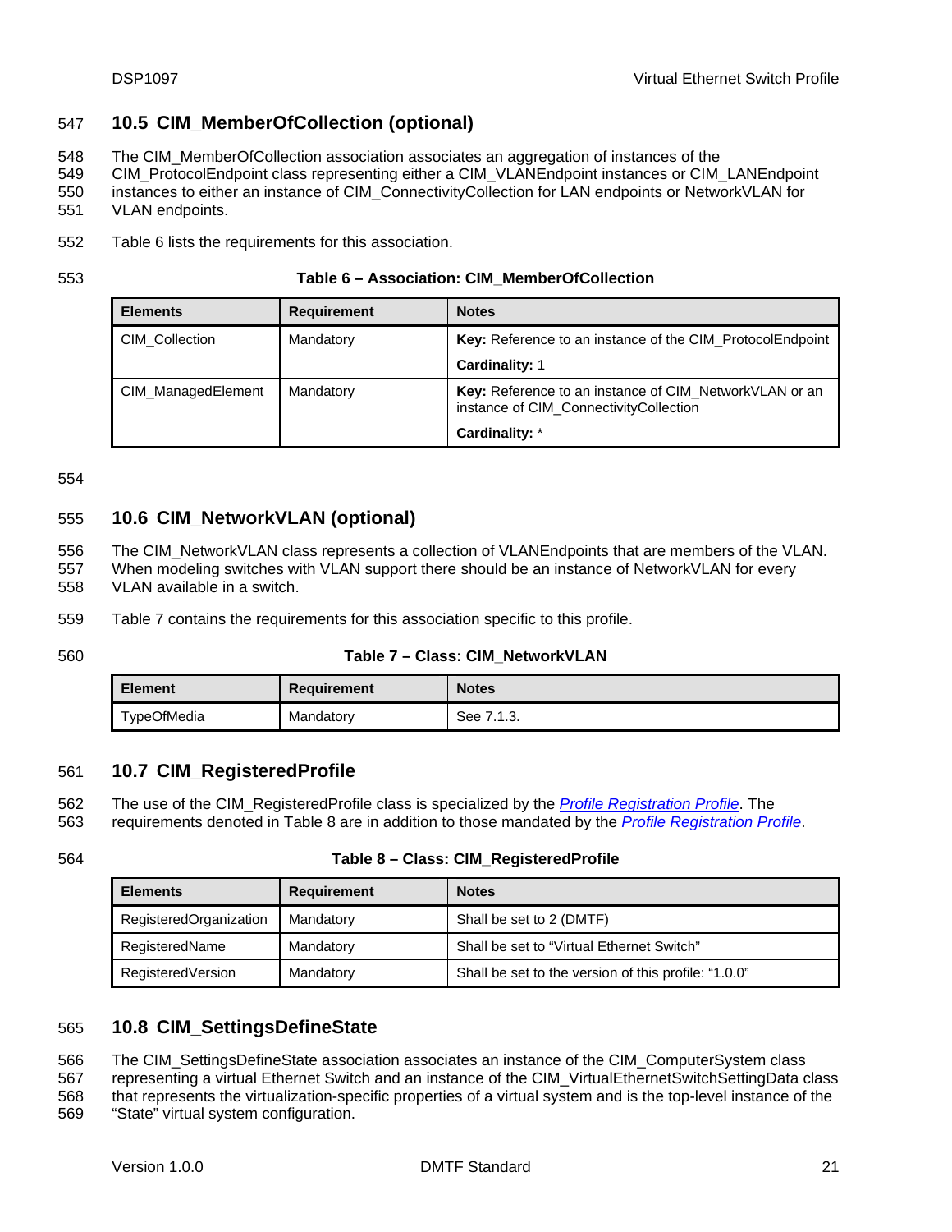## 10.5 CIM_MemberOfCollection (optional)

The CIM_MemberOfCollection association associates an aggregation of instances of the CIM_ProtocolEndpoint class representing either a CIM_VLANEndpoint instances or CIM_LANEndpoint instances to either an instance of CIM_ConnectivityCollection for LAN endpoints or NetworkVLAN for VLAN endpoints.

Table 6 lists the requirements for this association.

**Table 6 – Association: CIM_MemberOfCollection**

| Elements | Requirement | Notes |
|---|---|---|
| CIM_Collection | Mandatory | **Key:** Reference to an instance of the CIM_ProtocolEndpoint<br>**Cardinality:** 1 |
| CIM_ManagedElement | Mandatory | **Key:** Reference to an instance of CIM_NetworkVLAN or an instance of CIM_ConnectivityCollection<br>**Cardinality:** * |

## 10.6 CIM_NetworkVLAN (optional)

The CIM_NetworkVLAN class represents a collection of VLANEndpoints that are members of the VLAN. When modeling switches with VLAN support there should be an instance of NetworkVLAN for every VLAN available in a switch.

Table 7 contains the requirements for this association specific to this profile.

**Table 7 – Class: CIM_NetworkVLAN**

| Element | Requirement | Notes |
|---|---|---|
| TypeOfMedia | Mandatory | See 7.1.3. |

## 10.7 CIM_RegisteredProfile

The use of the CIM_RegisteredProfile class is specialized by the *Profile Registration Profile*. The requirements denoted in Table 8 are in addition to those mandated by the *Profile Registration Profile*.

**Table 8 – Class: CIM_RegisteredProfile**

| Elements | Requirement | Notes |
|---|---|---|
| RegisteredOrganization | Mandatory | Shall be set to 2 (DMTF) |
| RegisteredName | Mandatory | Shall be set to "Virtual Ethernet Switch" |
| RegisteredVersion | Mandatory | Shall be set to the version of this profile: "1.0.0" |

## 10.8 CIM_SettingsDefineState

The CIM_SettingsDefineState association associates an instance of the CIM_ComputerSystem class representing a virtual Ethernet Switch and an instance of the CIM_VirtualEthernetSwitchSettingData class that represents the virtualization-specific properties of a virtual system and is the top-level instance of the "State" virtual system configuration.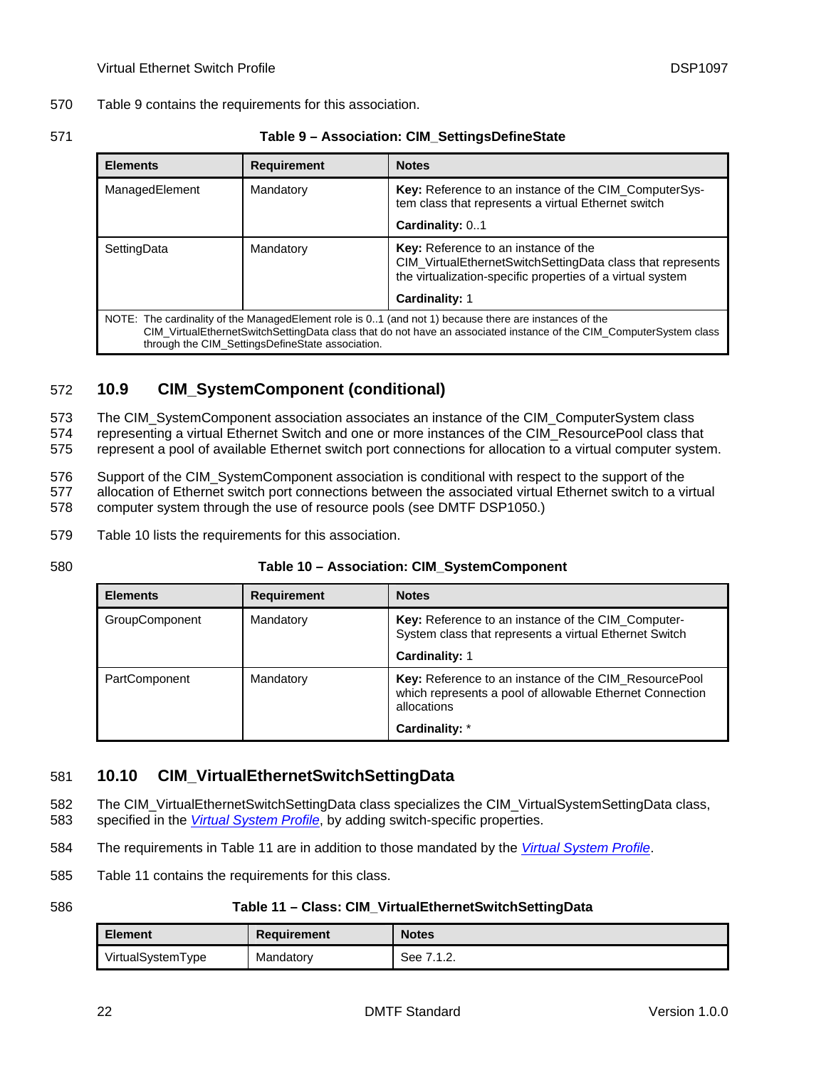Table 9 contains the requirements for this association.

**Table 9 – Association: CIM_SettingsDefineState**

| Elements | Requirement | Notes |
| --- | --- | --- |
| ManagedElement | Mandatory | **Key:** Reference to an instance of the CIM_ComputerSystem class that represents a virtual Ethernet switch<br><br>**Cardinality:** 0..1 |
| SettingData | Mandatory | **Key:** Reference to an instance of the CIM_VirtualEthernetSwitchSettingData class that represents the virtualization-specific properties of a virtual system<br><br>**Cardinality:** 1 |
| NOTE: The cardinality of the ManagedElement role is 0..1 (and not 1) because there are instances of the CIM_VirtualEthernetSwitchSettingData class that do not have an associated instance of the CIM_ComputerSystem class through the CIM_SettingsDefineState association. | | |

## 10.9 CIM_SystemComponent (conditional)

The CIM_SystemComponent association associates an instance of the CIM_ComputerSystem class representing a virtual Ethernet Switch and one or more instances of the CIM_ResourcePool class that represent a pool of available Ethernet switch port connections for allocation to a virtual computer system.

Support of the CIM_SystemComponent association is conditional with respect to the support of the allocation of Ethernet switch port connections between the associated virtual Ethernet switch to a virtual computer system through the use of resource pools (see DMTF DSP1050.)

Table 10 lists the requirements for this association.

**Table 10 – Association: CIM_SystemComponent**

| Elements | Requirement | Notes |
| --- | --- | --- |
| GroupComponent | Mandatory | **Key:** Reference to an instance of the CIM_ComputerSystem class that represents a virtual Ethernet Switch<br><br>**Cardinality:** 1 |
| PartComponent | Mandatory | **Key:** Reference to an instance of the CIM_ResourcePool which represents a pool of allowable Ethernet Connection allocations<br><br>**Cardinality:** * |

## 10.10 CIM_VirtualEthernetSwitchSettingData

The CIM_VirtualEthernetSwitchSettingData class specializes the CIM_VirtualSystemSettingData class, specified in the *Virtual System Profile*, by adding switch-specific properties.

The requirements in Table 11 are in addition to those mandated by the *Virtual System Profile*.

Table 11 contains the requirements for this class.

**Table 11 – Class: CIM_VirtualEthernetSwitchSettingData**

| Element | Requirement | Notes |
| --- | --- | --- |
| VirtualSystemType | Mandatory | See 7.1.2. |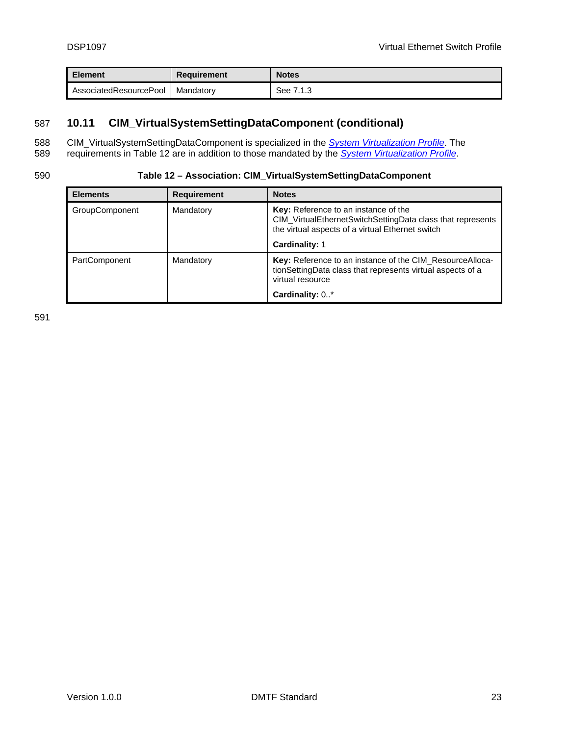| Element | Requirement | Notes |
|---|---|---|
| AssociatedResourcePool | Mandatory | See 7.1.3 |

## 10.11 CIM_VirtualSystemSettingDataComponent (conditional)

CIM_VirtualSystemSettingDataComponent is specialized in the *System Virtualization Profile*. The requirements in Table 12 are in addition to those mandated by the *System Virtualization Profile*.

**Table 12 – Association: CIM_VirtualSystemSettingDataComponent**

| Elements | Requirement | Notes |
|---|---|---|
| GroupComponent | Mandatory | **Key:** Reference to an instance of the CIM_VirtualEthernetSwitchSettingData class that represents the virtual aspects of a virtual Ethernet switch<br>**Cardinality:** 1 |
| PartComponent | Mandatory | **Key:** Reference to an instance of the CIM_ResourceAllocationSettingData class that represents virtual aspects of a virtual resource<br>**Cardinality:** 0..* |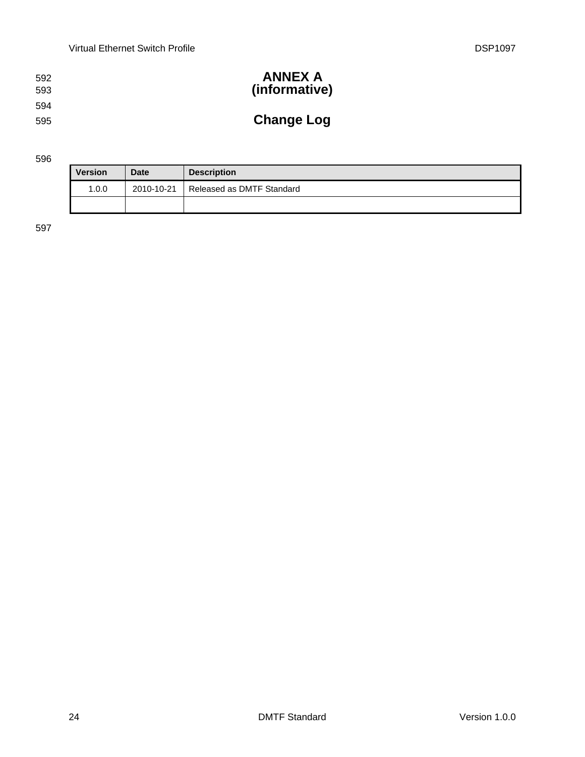# ANNEX A
# (informative)

# Change Log

| Version | Date | Description |
|---|---|---|
| 1.0.0 | 2010-10-21 | Released as DMTF Standard |
| | | |